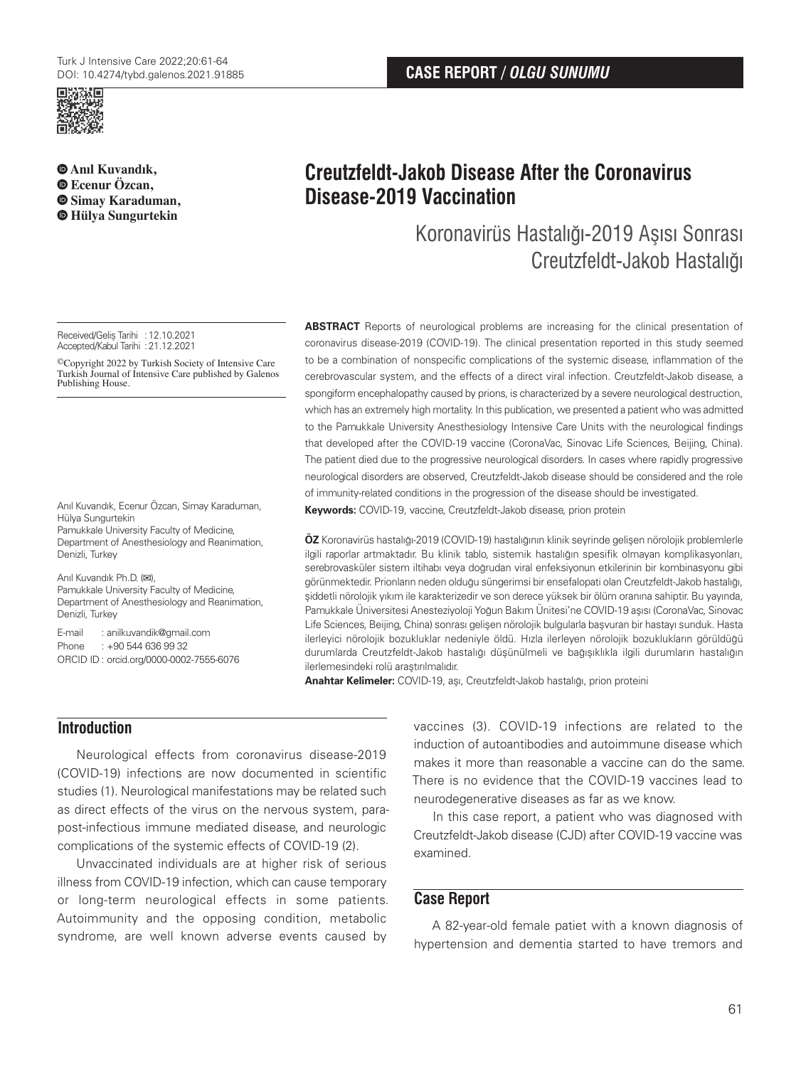CASE REPORT / *OLGU SUNUMU*

**Anıl Kuvandık,**
**Ecenur Özcan,**
**Simay Karaduman,**
**Hülya Sungurtekin**

# Creutzfeldt-Jakob Disease After the Coronavirus Disease-2019 Vaccination

## Koronavirüs Hastalığı-2019 Aşısı Sonrası Creutzfeldt-Jakob Hastalığı

Received/Geliş Tarihi : 12.10.2021
Accepted/Kabul Tarihi : 21.12.2021

©Copyright 2022 by Turkish Society of Intensive Care
Turkish Journal of Intensive Care published by Galenos Publishing House.

Anıl Kuvandık, Ecenur Özcan, Simay Karaduman, Hülya Sungurtekin
Pamukkale University Faculty of Medicine, Department of Anesthesiology and Reanimation, Denizli, Turkey

Anıl Kuvandık Ph.D. (✉),
Pamukkale University Faculty of Medicine, Department of Anesthesiology and Reanimation, Denizli, Turkey

E-mail : anilkuvandik@gmail.com
Phone : +90 544 636 99 32
ORCID ID : orcid.org/0000-0002-7555-6076

**ABSTRACT** Reports of neurological problems are increasing for the clinical presentation of coronavirus disease-2019 (COVID-19). The clinical presentation reported in this study seemed to be a combination of nonspecific complications of the systemic disease, inflammation of the cerebrovascular system, and the effects of a direct viral infection. Creutzfeldt-Jakob disease, a spongiform encephalopathy caused by prions, is characterized by a severe neurological destruction, which has an extremely high mortality. In this publication, we presented a patient who was admitted to the Pamukkale University Anesthesiology Intensive Care Units with the neurological findings that developed after the COVID-19 vaccine (CoronaVac, Sinovac Life Sciences, Beijing, China). The patient died due to the progressive neurological disorders. In cases where rapidly progressive neurological disorders are observed, Creutzfeldt-Jakob disease should be considered and the role of immunity-related conditions in the progression of the disease should be investigated.

**Keywords:** COVID-19, vaccine, Creutzfeldt-Jakob disease, prion protein

**ÖZ** Koronavirüs hastalığı-2019 (COVID-19) hastalığının klinik seyrinde gelişen nörolojik problemlerle ilgili raporlar artmaktadır. Bu klinik tablo, sistemik hastalığın spesifik olmayan komplikasyonları, serebrovasküler sistem iltihabı veya doğrudan viral enfeksiyonun etkilerinin bir kombinasyonu gibi görünmektedir. Prionların neden olduğu süngerimsi bir ensefalopati olan Creutzfeldt-Jakob hastalığı, şiddetli nörolojik yıkım ile karakterizedir ve son derece yüksek bir ölüm oranına sahiptir. Bu yayında, Pamukkale Üniversitesi Anesteziyoloji Yoğun Bakım Ünitesi'ne COVID-19 aşısı (CoronaVac, Sinovac Life Sciences, Beijing, China) sonrası gelişen nörolojik bulgularla başvuran bir hastayı sunduk. Hasta ilerleyici nörolojik bozukluklar nedeniyle öldü. Hızla ilerleyen nörolojik bozuklukların görüldüğü durumlarda Creutzfeldt-Jakob hastalığı düşünülmeli ve bağışıklıkla ilgili durumların hastalığın ilerlemesindeki rolü araştırılmalıdır.

**Anahtar Kelimeler:** COVID-19, aşı, Creutzfeldt-Jakob hastalığı, prion proteini

## Introduction

Neurological effects from coronavirus disease-2019 (COVID-19) infections are now documented in scientific studies (1). Neurological manifestations may be related such as direct effects of the virus on the nervous system, para-post-infectious immune mediated disease, and neurologic complications of the systemic effects of COVID-19 (2).

Unvaccinated individuals are at higher risk of serious illness from COVID-19 infection, which can cause temporary or long-term neurological effects in some patients. Autoimmunity and the opposing condition, metabolic syndrome, are well known adverse events caused by vaccines (3). COVID-19 infections are related to the induction of autoantibodies and autoimmune disease which makes it more than reasonable a vaccine can do the same. There is no evidence that the COVID-19 vaccines lead to neurodegenerative diseases as far as we know.

In this case report, a patient who was diagnosed with Creutzfeldt-Jakob disease (CJD) after COVID-19 vaccine was examined.

## Case Report

A 82-year-old female patiet with a known diagnosis of hypertension and dementia started to have tremors and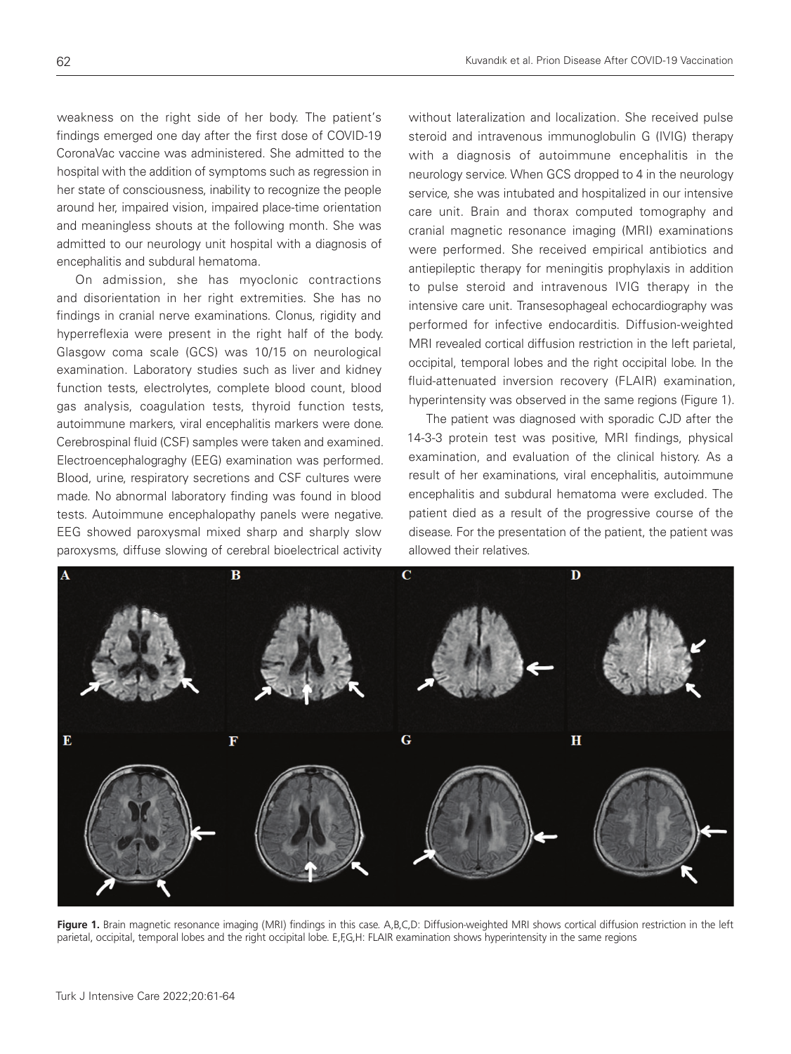weakness on the right side of her body. The patient's findings emerged one day after the first dose of COVID-19 CoronaVac vaccine was administered. She admitted to the hospital with the addition of symptoms such as regression in her state of consciousness, inability to recognize the people around her, impaired vision, impaired place-time orientation and meaningless shouts at the following month. She was admitted to our neurology unit hospital with a diagnosis of encephalitis and subdural hematoma.

On admission, she has myoclonic contractions and disorientation in her right extremities. She has no findings in cranial nerve examinations. Clonus, rigidity and hyperreflexia were present in the right half of the body. Glasgow coma scale (GCS) was 10/15 on neurological examination. Laboratory studies such as liver and kidney function tests, electrolytes, complete blood count, blood gas analysis, coagulation tests, thyroid function tests, autoimmune markers, viral encephalitis markers were done. Cerebrospinal fluid (CSF) samples were taken and examined. Electroencephalograghy (EEG) examination was performed. Blood, urine, respiratory secretions and CSF cultures were made. No abnormal laboratory finding was found in blood tests. Autoimmune encephalopathy panels were negative. EEG showed paroxysmal mixed sharp and sharply slow paroxysms, diffuse slowing of cerebral bioelectrical activity without lateralization and localization. She received pulse steroid and intravenous immunoglobulin G (IVIG) therapy with a diagnosis of autoimmune encephalitis in the neurology service. When GCS dropped to 4 in the neurology service, she was intubated and hospitalized in our intensive care unit. Brain and thorax computed tomography and cranial magnetic resonance imaging (MRI) examinations were performed. She received empirical antibiotics and antiepileptic therapy for meningitis prophylaxis in addition to pulse steroid and intravenous IVIG therapy in the intensive care unit. Transesophageal echocardiography was performed for infective endocarditis. Diffusion-weighted MRI revealed cortical diffusion restriction in the left parietal, occipital, temporal lobes and the right occipital lobe. In the fluid-attenuated inversion recovery (FLAIR) examination, hyperintensity was observed in the same regions (Figure 1).

The patient was diagnosed with sporadic CJD after the 14-3-3 protein test was positive, MRI findings, physical examination, and evaluation of the clinical history. As a result of her examinations, viral encephalitis, autoimmune encephalitis and subdural hematoma were excluded. The patient died as a result of the progressive course of the disease. For the presentation of the patient, the patient was allowed their relatives.

**Figure 1.** Brain magnetic resonance imaging (MRI) findings in this case. A,B,C,D: Diffusion-weighted MRI shows cortical diffusion restriction in the left parietal, occipital, temporal lobes and the right occipital lobe. E,F,G,H: FLAIR examination shows hyperintensity in the same regions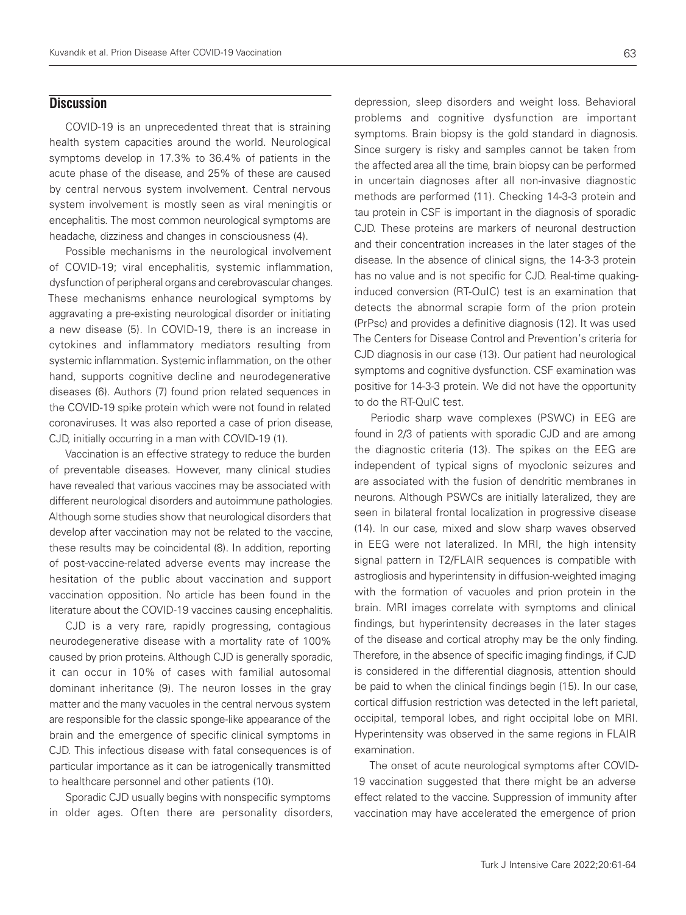## Discussion

COVID-19 is an unprecedented threat that is straining health system capacities around the world. Neurological symptoms develop in 17.3% to 36.4% of patients in the acute phase of the disease, and 25% of these are caused by central nervous system involvement. Central nervous system involvement is mostly seen as viral meningitis or encephalitis. The most common neurological symptoms are headache, dizziness and changes in consciousness (4).

Possible mechanisms in the neurological involvement of COVID-19; viral encephalitis, systemic inflammation, dysfunction of peripheral organs and cerebrovascular changes. These mechanisms enhance neurological symptoms by aggravating a pre-existing neurological disorder or initiating a new disease (5). In COVID-19, there is an increase in cytokines and inflammatory mediators resulting from systemic inflammation. Systemic inflammation, on the other hand, supports cognitive decline and neurodegenerative diseases (6). Authors (7) found prion related sequences in the COVID-19 spike protein which were not found in related coronaviruses. It was also reported a case of prion disease, CJD, initially occurring in a man with COVID-19 (1).

Vaccination is an effective strategy to reduce the burden of preventable diseases. However, many clinical studies have revealed that various vaccines may be associated with different neurological disorders and autoimmune pathologies. Although some studies show that neurological disorders that develop after vaccination may not be related to the vaccine, these results may be coincidental (8). In addition, reporting of post-vaccine-related adverse events may increase the hesitation of the public about vaccination and support vaccination opposition. No article has been found in the literature about the COVID-19 vaccines causing encephalitis.

CJD is a very rare, rapidly progressing, contagious neurodegenerative disease with a mortality rate of 100% caused by prion proteins. Although CJD is generally sporadic, it can occur in 10% of cases with familial autosomal dominant inheritance (9). The neuron losses in the gray matter and the many vacuoles in the central nervous system are responsible for the classic sponge-like appearance of the brain and the emergence of specific clinical symptoms in CJD. This infectious disease with fatal consequences is of particular importance as it can be iatrogenically transmitted to healthcare personnel and other patients (10).

Sporadic CJD usually begins with nonspecific symptoms in older ages. Often there are personality disorders, depression, sleep disorders and weight loss. Behavioral problems and cognitive dysfunction are important symptoms. Brain biopsy is the gold standard in diagnosis. Since surgery is risky and samples cannot be taken from the affected area all the time, brain biopsy can be performed in uncertain diagnoses after all non-invasive diagnostic methods are performed (11). Checking 14-3-3 protein and tau protein in CSF is important in the diagnosis of sporadic CJD. These proteins are markers of neuronal destruction and their concentration increases in the later stages of the disease. In the absence of clinical signs, the 14-3-3 protein has no value and is not specific for CJD. Real-time quaking-induced conversion (RT-QuIC) test is an examination that detects the abnormal scrapie form of the prion protein (PrPsc) and provides a definitive diagnosis (12). It was used The Centers for Disease Control and Prevention's criteria for CJD diagnosis in our case (13). Our patient had neurological symptoms and cognitive dysfunction. CSF examination was positive for 14-3-3 protein. We did not have the opportunity to do the RT-QuIC test.

Periodic sharp wave complexes (PSWC) in EEG are found in 2/3 of patients with sporadic CJD and are among the diagnostic criteria (13). The spikes on the EEG are independent of typical signs of myoclonic seizures and are associated with the fusion of dendritic membranes in neurons. Although PSWCs are initially lateralized, they are seen in bilateral frontal localization in progressive disease (14). In our case, mixed and slow sharp waves observed in EEG were not lateralized. In MRI, the high intensity signal pattern in T2/FLAIR sequences is compatible with astrogliosis and hyperintensity in diffusion-weighted imaging with the formation of vacuoles and prion protein in the brain. MRI images correlate with symptoms and clinical findings, but hyperintensity decreases in the later stages of the disease and cortical atrophy may be the only finding. Therefore, in the absence of specific imaging findings, if CJD is considered in the differential diagnosis, attention should be paid to when the clinical findings begin (15). In our case, cortical diffusion restriction was detected in the left parietal, occipital, temporal lobes, and right occipital lobe on MRI. Hyperintensity was observed in the same regions in FLAIR examination.

The onset of acute neurological symptoms after COVID-19 vaccination suggested that there might be an adverse effect related to the vaccine. Suppression of immunity after vaccination may have accelerated the emergence of prion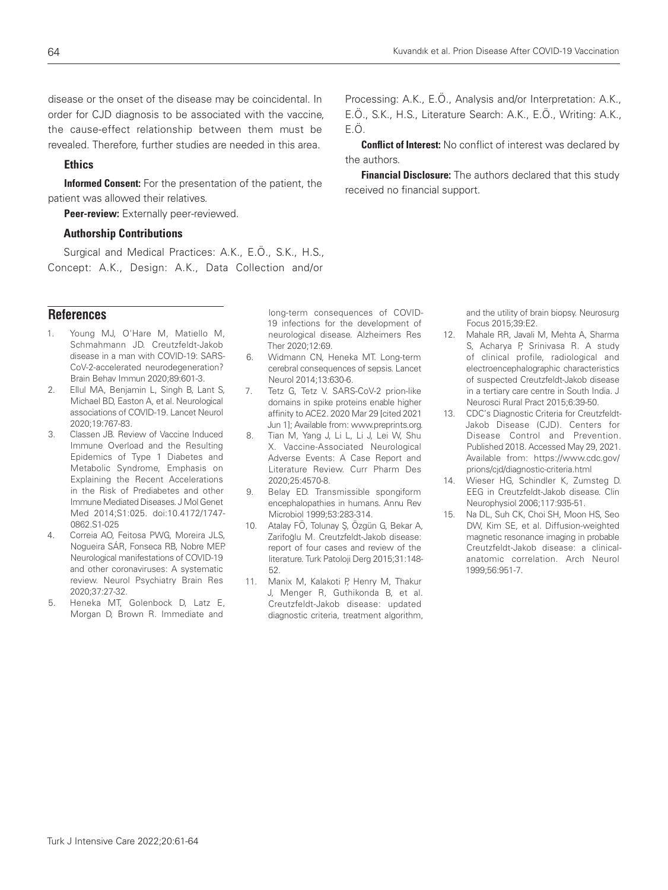disease or the onset of the disease may be coincidental. In order for CJD diagnosis to be associated with the vaccine, the cause-effect relationship between them must be revealed. Therefore, further studies are needed in this area.

### Ethics

**Informed Consent:** For the presentation of the patient, the patient was allowed their relatives.

**Peer-review:** Externally peer-reviewed.

### Authorship Contributions

Surgical and Medical Practices: A.K., E.Ö., S.K., H.S., Concept: A.K., Design: A.K., Data Collection and/or Processing: A.K., E.Ö., Analysis and/or Interpretation: A.K., E.Ö., S.K., H.S., Literature Search: A.K., E.Ö., Writing: A.K., E.Ö.

**Conflict of Interest:** No conflict of interest was declared by the authors.

**Financial Disclosure:** The authors declared that this study received no financial support.

## References

1. Young MJ, O'Hare M, Matiello M, Schmahmann JD. Creutzfeldt-Jakob disease in a man with COVID-19: SARS-CoV-2-accelerated neurodegeneration? Brain Behav Immun 2020;89:601-3.
2. Ellul MA, Benjamin L, Singh B, Lant S, Michael BD, Easton A, et al. Neurological associations of COVID-19. Lancet Neurol 2020;19:767-83.
3. Classen JB. Review of Vaccine Induced Immune Overload and the Resulting Epidemics of Type 1 Diabetes and Metabolic Syndrome, Emphasis on Explaining the Recent Accelerations in the Risk of Prediabetes and other Immune Mediated Diseases. J Mol Genet Med 2014;S1:025. doi:10.4172/1747-0862.S1-025
4. Correia AO, Feitosa PWG, Moreira JLS, Nogueira SÁR, Fonseca RB, Nobre MEP. Neurological manifestations of COVID-19 and other coronaviruses: A systematic review. Neurol Psychiatry Brain Res 2020;37:27-32.
5. Heneka MT, Golenbock D, Latz E, Morgan D, Brown R. Immediate and long-term consequences of COVID-19 infections for the development of neurological disease. Alzheimers Res Ther 2020;12:69.
6. Widmann CN, Heneka MT. Long-term cerebral consequences of sepsis. Lancet Neurol 2014;13:630-6.
7. Tetz G, Tetz V. SARS-CoV-2 prion-like domains in spike proteins enable higher affinity to ACE2. 2020 Mar 29 [cited 2021 Jun 1]; Available from: www.preprints.org.
8. Tian M, Yang J, Li L, Li J, Lei W, Shu X. Vaccine-Associated Neurological Adverse Events: A Case Report and Literature Review. Curr Pharm Des 2020;25:4570-8.
9. Belay ED. Transmissible spongiform encephalopathies in humans. Annu Rev Microbiol 1999;53:283-314.
10. Atalay FÖ, Tolunay Ş, Özgün G, Bekar A, Zarifoğlu M. Creutzfeldt-Jakob disease: report of four cases and review of the literature. Turk Patoloji Derg 2015;31:148-52.
11. Manix M, Kalakoti P, Henry M, Thakur J, Menger R, Guthikonda B, et al. Creutzfeldt-Jakob disease: updated diagnostic criteria, treatment algorithm, and the utility of brain biopsy. Neurosurg Focus 2015;39:E2.
12. Mahale RR, Javali M, Mehta A, Sharma S, Acharya P, Srinivasa R. A study of clinical profile, radiological and electroencephalographic characteristics of suspected Creutzfeldt-Jakob disease in a tertiary care centre in South India. J Neurosci Rural Pract 2015;6:39-50.
13. CDC's Diagnostic Criteria for Creutzfeldt-Jakob Disease (CJD). Centers for Disease Control and Prevention. Published 2018. Accessed May 29, 2021. Available from: https://www.cdc.gov/prions/cjd/diagnostic-criteria.html
14. Wieser HG, Schindler K, Zumsteg D. EEG in Creutzfeldt-Jakob disease. Clin Neurophysiol 2006;117:935-51.
15. Na DL, Suh CK, Choi SH, Moon HS, Seo DW, Kim SE, et al. Diffusion-weighted magnetic resonance imaging in probable Creutzfeldt-Jakob disease: a clinical-anatomic correlation. Arch Neurol 1999;56:951-7.